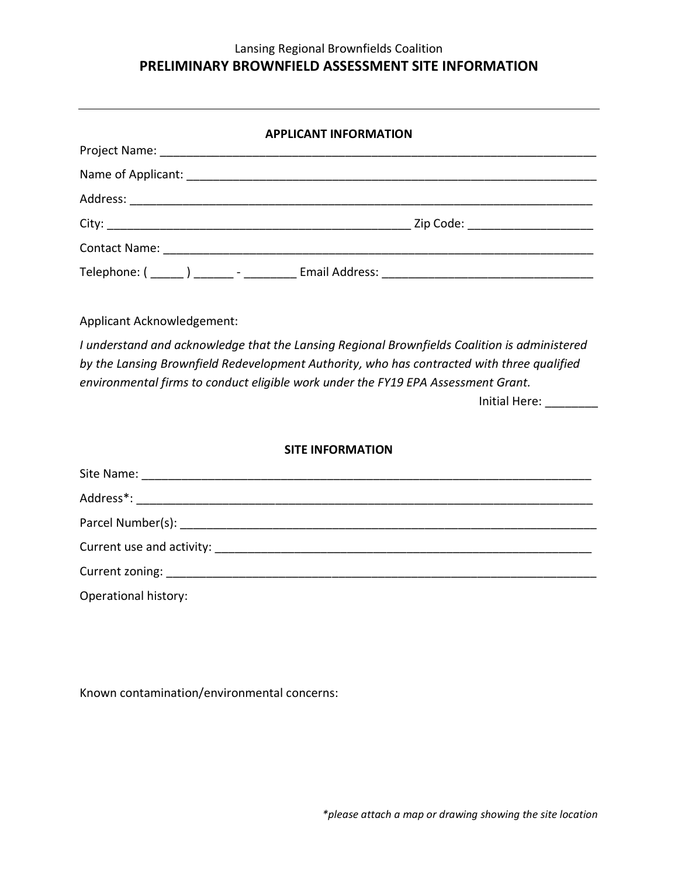Lansing Regional Brownfields Coalition

# PRELIMINARY BROWNFIELD ASSESSMENT SITE INFORMATION

---

### APPLICANT INFORMATION

Project Name: ______________________________________________________________________

Name of Applicant: __________________________________________________________________

Address: __________________________________________________________________________

City: ________________________________________________ Zip Code: ___________________

Contact Name: ______________________________________________________________________

Telephone: ( _____ ) ______ - ________ Email Address: ________________________________

Applicant Acknowledgement:

*I understand and acknowledge that the Lansing Regional Brownfields Coalition is administered by the Lansing Brownfield Redevelopment Authority, who has contracted with three qualified environmental firms to conduct eligible work under the FY19 EPA Assessment Grant.*

Initial Here: ________

### SITE INFORMATION

Site Name: _________________________________________________________________________

Address*: __________________________________________________________________________

Parcel Number(s): ___________________________________________________________________

Current use and activity: _____________________________________________________________

Current zoning: ______________________________________________________________________

Operational history:

Known contamination/environmental concerns:

*\*please attach a map or drawing showing the site location*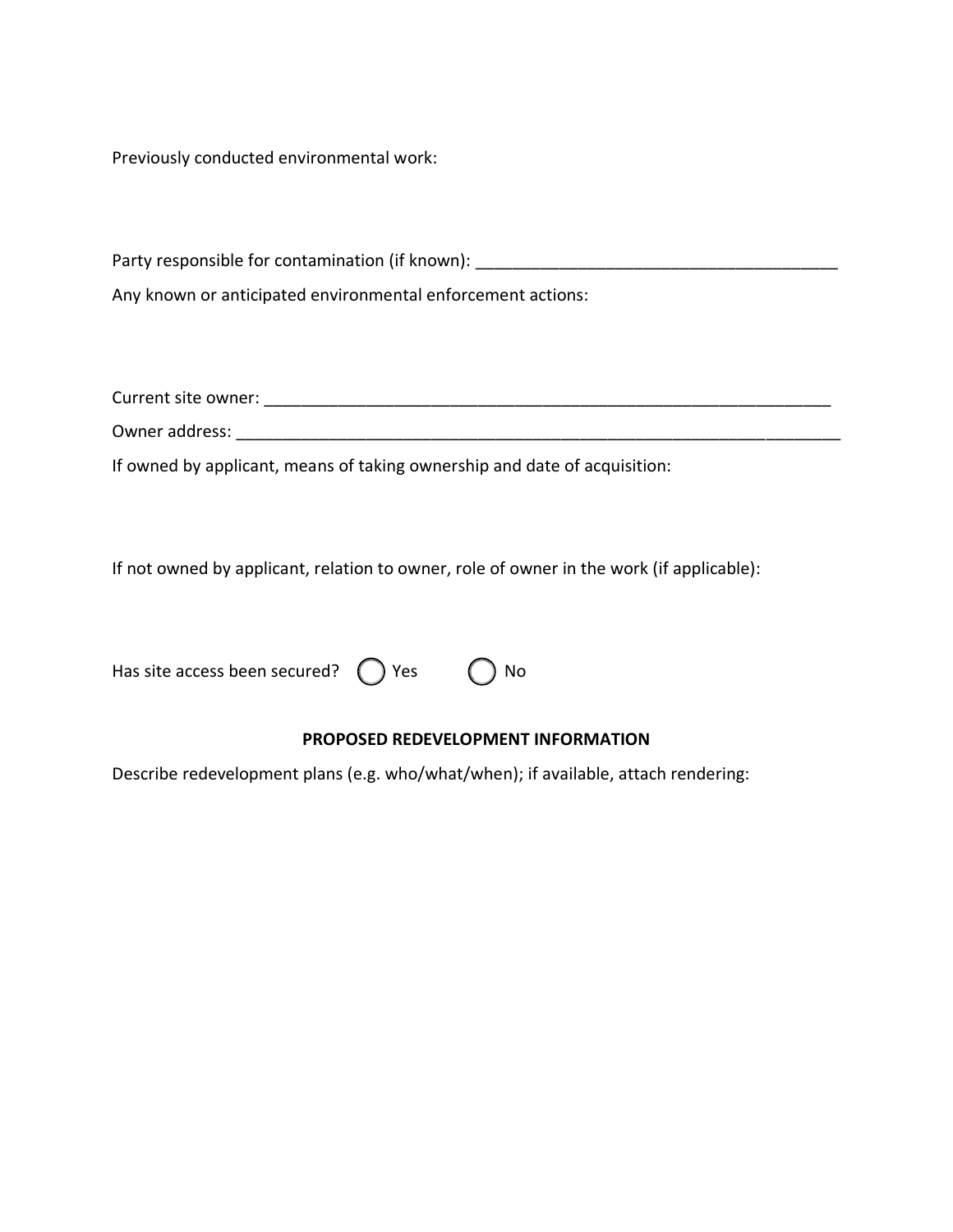Previously conducted environmental work:

Party responsible for contamination (if known): ________________________________________

Any known or anticipated environmental enforcement actions:

Current site owner: _______________________________________________________________

Owner address: ___________________________________________________________________

If owned by applicant, means of taking ownership and date of acquisition:

If not owned by applicant, relation to owner, role of owner in the work (if applicable):

Has site access been secured? ◯ Yes ◯ No

**PROPOSED REDEVELOPMENT INFORMATION**

Describe redevelopment plans (e.g. who/what/when); if available, attach rendering: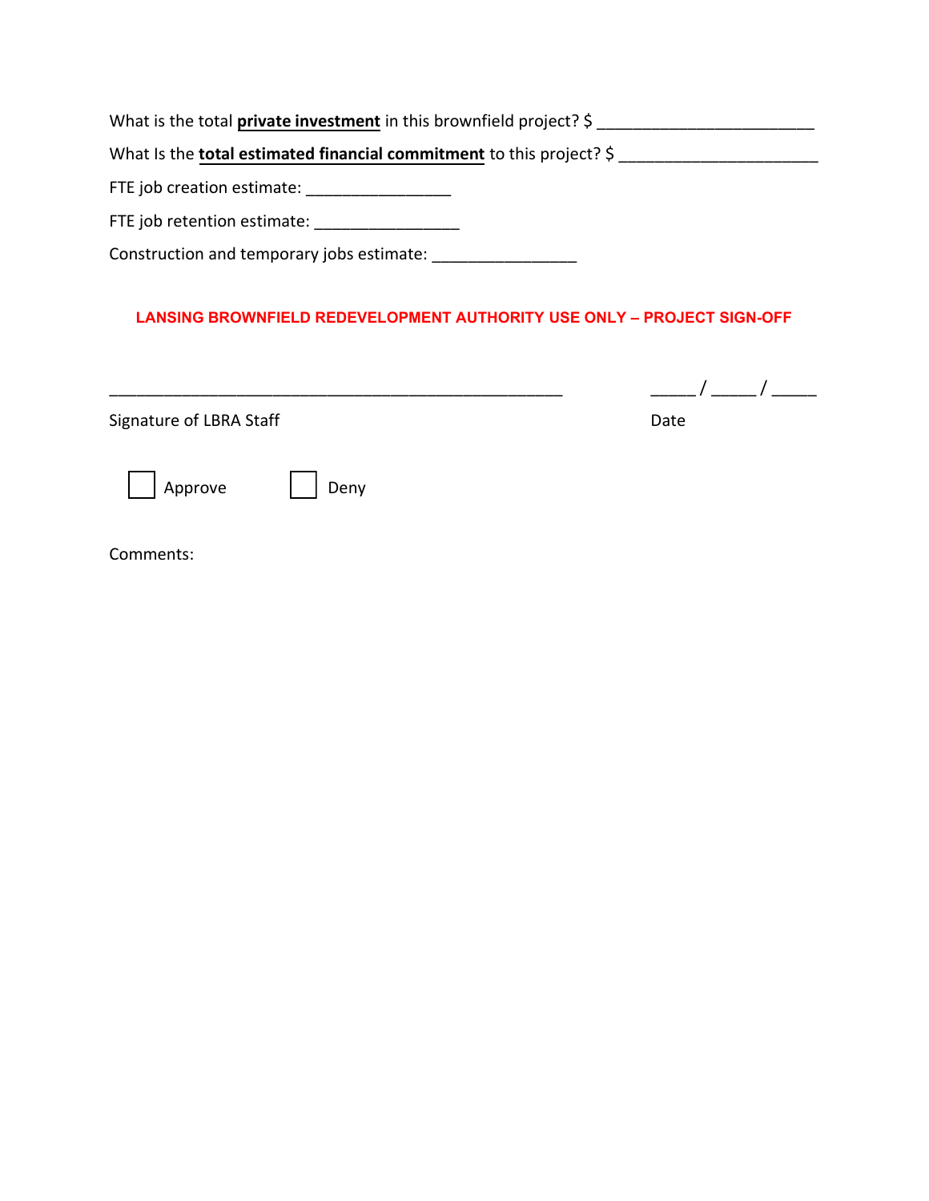What is the total **private investment** in this brownfield project? $ ________________________

What Is the **total estimated financial commitment** to this project? $ ______________________

FTE job creation estimate: ________________

FTE job retention estimate: ________________

Construction and temporary jobs estimate: ________________

**LANSING BROWNFIELD REDEVELOPMENT AUTHORITY USE ONLY – PROJECT SIGN-OFF**

__________________________________________________ _____ / _____ / _____

Signature of LBRA Staff Date

☐ Approve ☐ Deny

Comments: